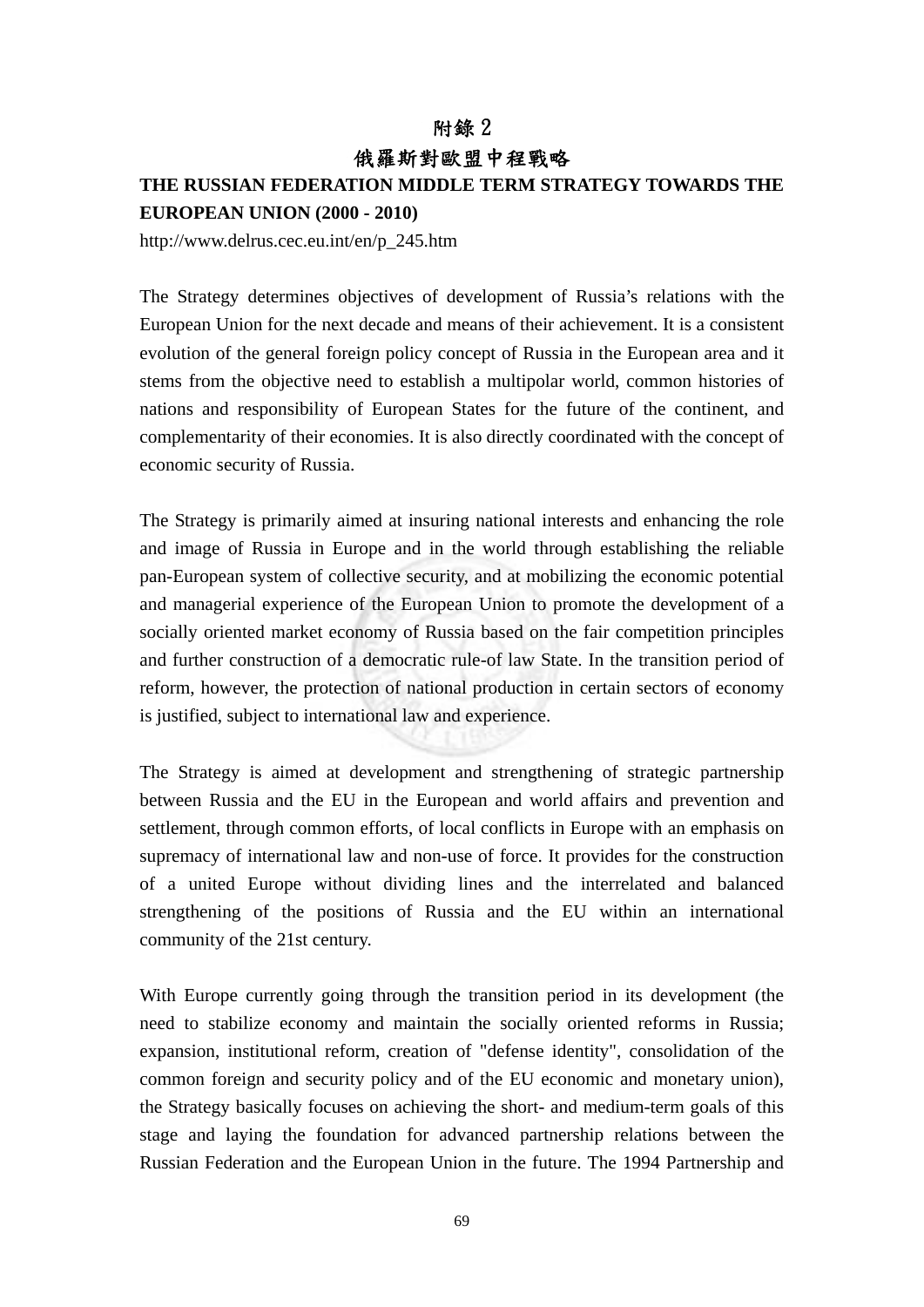# 附錄 2

# 俄羅斯對歐盟中程戰略

**THE RUSSIAN FEDERATION MIDDLE TERM STRATEGY TOWARDS THE EUROPEAN UNION (2000 - 2010)**

http://www.delrus.cec.eu.int/en/p_245.htm

The Strategy determines objectives of development of Russia's relations with the European Union for the next decade and means of their achievement. It is a consistent evolution of the general foreign policy concept of Russia in the European area and it stems from the objective need to establish a multipolar world, common histories of nations and responsibility of European States for the future of the continent, and complementarity of their economies. It is also directly coordinated with the concept of economic security of Russia.

The Strategy is primarily aimed at insuring national interests and enhancing the role and image of Russia in Europe and in the world through establishing the reliable pan-European system of collective security, and at mobilizing the economic potential and managerial experience of the European Union to promote the development of a socially oriented market economy of Russia based on the fair competition principles and further construction of a democratic rule-of law State. In the transition period of reform, however, the protection of national production in certain sectors of economy is justified, subject to international law and experience.

The Strategy is aimed at development and strengthening of strategic partnership between Russia and the EU in the European and world affairs and prevention and settlement, through common efforts, of local conflicts in Europe with an emphasis on supremacy of international law and non-use of force. It provides for the construction of a united Europe without dividing lines and the interrelated and balanced strengthening of the positions of Russia and the EU within an international community of the 21st century.

With Europe currently going through the transition period in its development (the need to stabilize economy and maintain the socially oriented reforms in Russia; expansion, institutional reform, creation of "defense identity", consolidation of the common foreign and security policy and of the EU economic and monetary union), the Strategy basically focuses on achieving the short- and medium-term goals of this stage and laying the foundation for advanced partnership relations between the Russian Federation and the European Union in the future. The 1994 Partnership and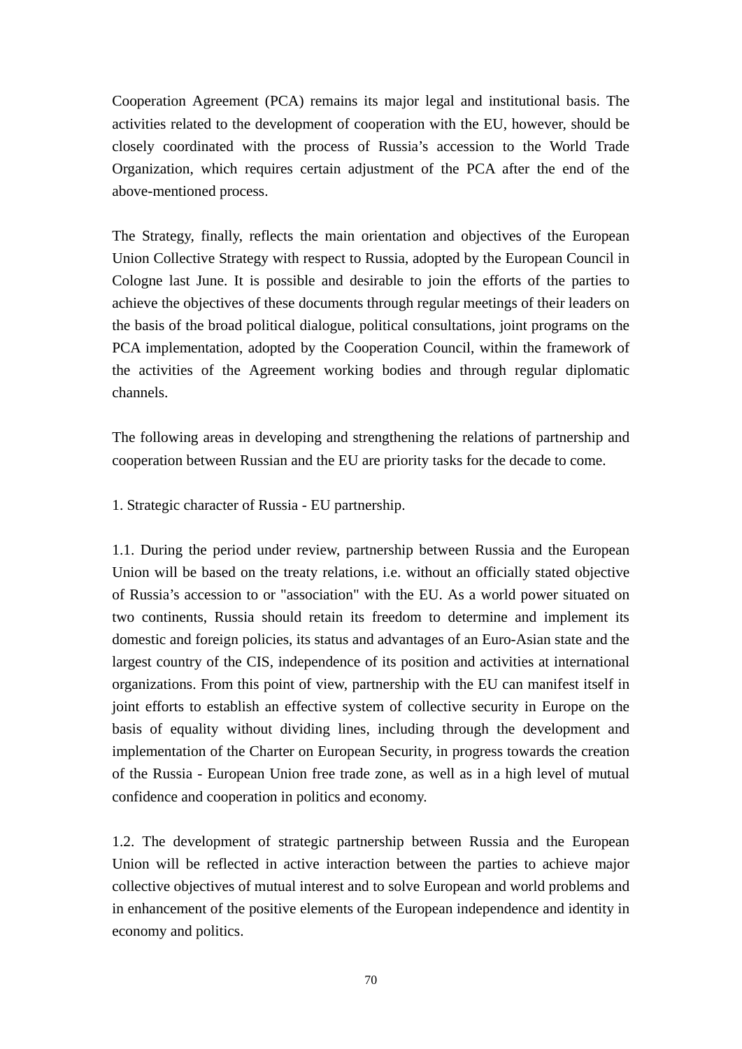Cooperation Agreement (PCA) remains its major legal and institutional basis. The activities related to the development of cooperation with the EU, however, should be closely coordinated with the process of Russia's accession to the World Trade Organization, which requires certain adjustment of the PCA after the end of the above-mentioned process.

The Strategy, finally, reflects the main orientation and objectives of the European Union Collective Strategy with respect to Russia, adopted by the European Council in Cologne last June. It is possible and desirable to join the efforts of the parties to achieve the objectives of these documents through regular meetings of their leaders on the basis of the broad political dialogue, political consultations, joint programs on the PCA implementation, adopted by the Cooperation Council, within the framework of the activities of the Agreement working bodies and through regular diplomatic channels.

The following areas in developing and strengthening the relations of partnership and cooperation between Russian and the EU are priority tasks for the decade to come.

1. Strategic character of Russia - EU partnership.

1.1. During the period under review, partnership between Russia and the European Union will be based on the treaty relations, i.e. without an officially stated objective of Russia's accession to or "association" with the EU. As a world power situated on two continents, Russia should retain its freedom to determine and implement its domestic and foreign policies, its status and advantages of an Euro-Asian state and the largest country of the CIS, independence of its position and activities at international organizations. From this point of view, partnership with the EU can manifest itself in joint efforts to establish an effective system of collective security in Europe on the basis of equality without dividing lines, including through the development and implementation of the Charter on European Security, in progress towards the creation of the Russia - European Union free trade zone, as well as in a high level of mutual confidence and cooperation in politics and economy.

1.2. The development of strategic partnership between Russia and the European Union will be reflected in active interaction between the parties to achieve major collective objectives of mutual interest and to solve European and world problems and in enhancement of the positive elements of the European independence and identity in economy and politics.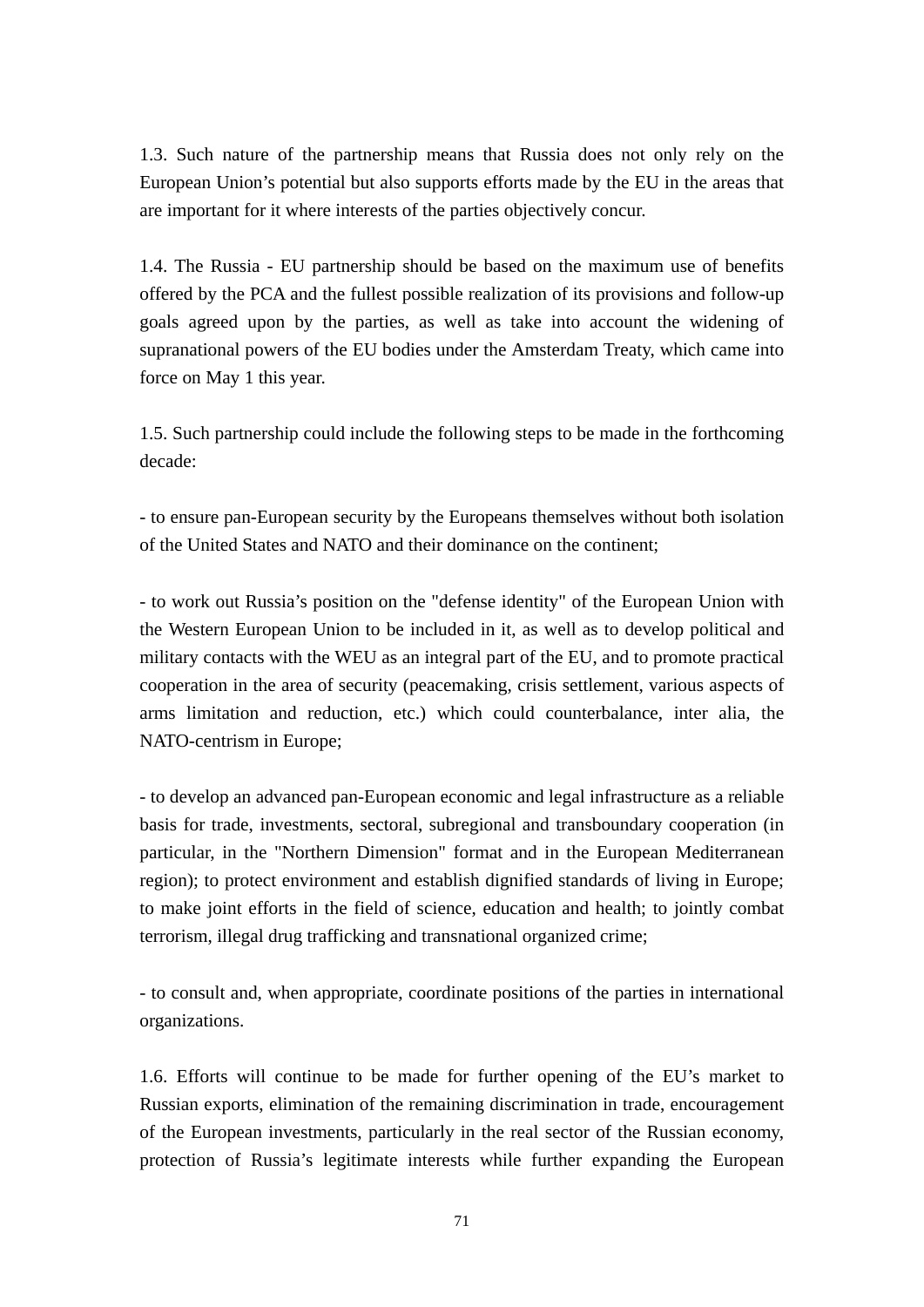1.3. Such nature of the partnership means that Russia does not only rely on the European Union’s potential but also supports efforts made by the EU in the areas that are important for it where interests of the parties objectively concur.

1.4. The Russia - EU partnership should be based on the maximum use of benefits offered by the PCA and the fullest possible realization of its provisions and follow-up goals agreed upon by the parties, as well as take into account the widening of supranational powers of the EU bodies under the Amsterdam Treaty, which came into force on May 1 this year.

1.5. Such partnership could include the following steps to be made in the forthcoming decade:

- to ensure pan-European security by the Europeans themselves without both isolation of the United States and NATO and their dominance on the continent;

- to work out Russia’s position on the "defense identity" of the European Union with the Western European Union to be included in it, as well as to develop political and military contacts with the WEU as an integral part of the EU, and to promote practical cooperation in the area of security (peacemaking, crisis settlement, various aspects of arms limitation and reduction, etc.) which could counterbalance, inter alia, the NATO-centrism in Europe;

- to develop an advanced pan-European economic and legal infrastructure as a reliable basis for trade, investments, sectoral, subregional and transboundary cooperation (in particular, in the "Northern Dimension" format and in the European Mediterranean region); to protect environment and establish dignified standards of living in Europe; to make joint efforts in the field of science, education and health; to jointly combat terrorism, illegal drug trafficking and transnational organized crime;

- to consult and, when appropriate, coordinate positions of the parties in international organizations.

1.6. Efforts will continue to be made for further opening of the EU’s market to Russian exports, elimination of the remaining discrimination in trade, encouragement of the European investments, particularly in the real sector of the Russian economy, protection of Russia’s legitimate interests while further expanding the European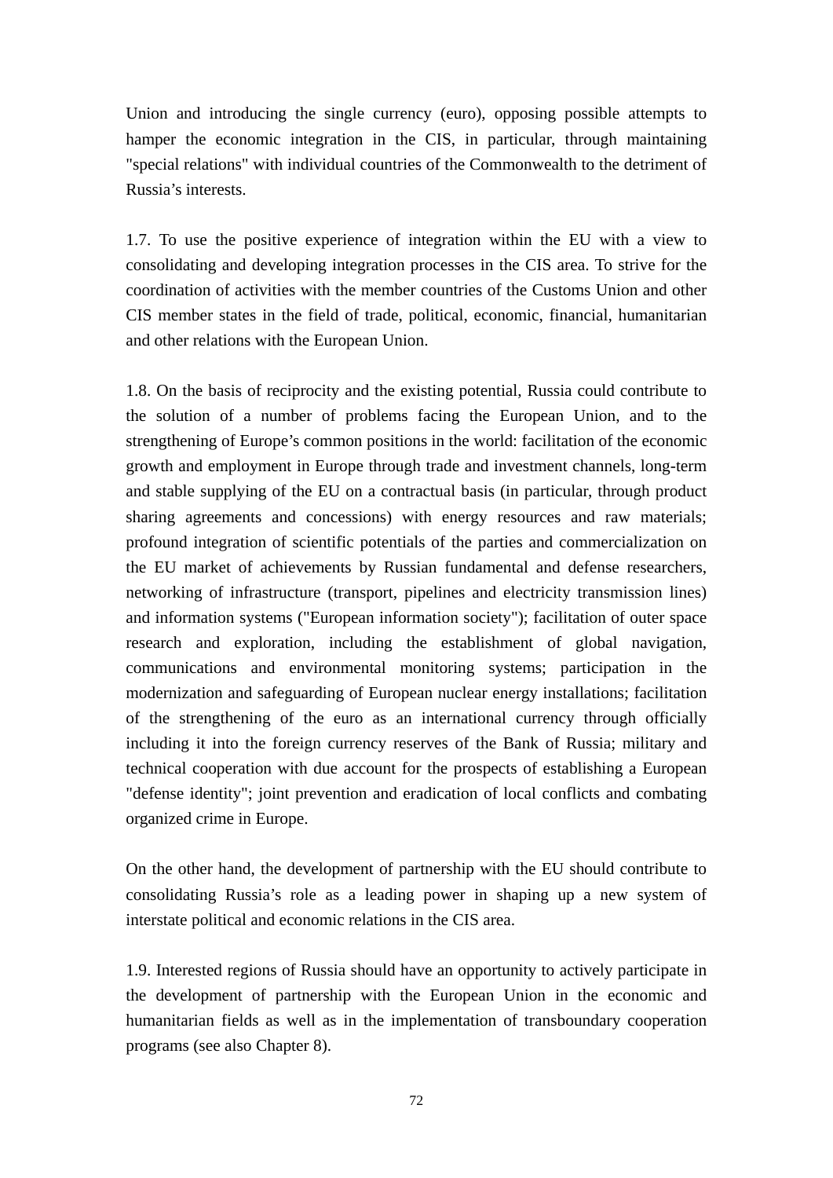Union and introducing the single currency (euro), opposing possible attempts to hamper the economic integration in the CIS, in particular, through maintaining "special relations" with individual countries of the Commonwealth to the detriment of Russia's interests.

1.7. To use the positive experience of integration within the EU with a view to consolidating and developing integration processes in the CIS area. To strive for the coordination of activities with the member countries of the Customs Union and other CIS member states in the field of trade, political, economic, financial, humanitarian and other relations with the European Union.

1.8. On the basis of reciprocity and the existing potential, Russia could contribute to the solution of a number of problems facing the European Union, and to the strengthening of Europe's common positions in the world: facilitation of the economic growth and employment in Europe through trade and investment channels, long-term and stable supplying of the EU on a contractual basis (in particular, through product sharing agreements and concessions) with energy resources and raw materials; profound integration of scientific potentials of the parties and commercialization on the EU market of achievements by Russian fundamental and defense researchers, networking of infrastructure (transport, pipelines and electricity transmission lines) and information systems ("European information society"); facilitation of outer space research and exploration, including the establishment of global navigation, communications and environmental monitoring systems; participation in the modernization and safeguarding of European nuclear energy installations; facilitation of the strengthening of the euro as an international currency through officially including it into the foreign currency reserves of the Bank of Russia; military and technical cooperation with due account for the prospects of establishing a European "defense identity"; joint prevention and eradication of local conflicts and combating organized crime in Europe.

On the other hand, the development of partnership with the EU should contribute to consolidating Russia's role as a leading power in shaping up a new system of interstate political and economic relations in the CIS area.

1.9. Interested regions of Russia should have an opportunity to actively participate in the development of partnership with the European Union in the economic and humanitarian fields as well as in the implementation of transboundary cooperation programs (see also Chapter 8).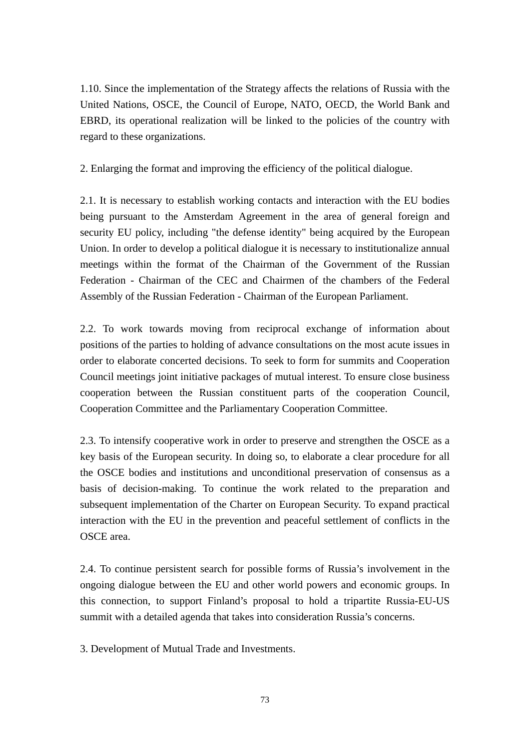1.10. Since the implementation of the Strategy affects the relations of Russia with the United Nations, OSCE, the Council of Europe, NATO, OECD, the World Bank and EBRD, its operational realization will be linked to the policies of the country with regard to these organizations.

2. Enlarging the format and improving the efficiency of the political dialogue.

2.1. It is necessary to establish working contacts and interaction with the EU bodies being pursuant to the Amsterdam Agreement in the area of general foreign and security EU policy, including "the defense identity" being acquired by the European Union. In order to develop a political dialogue it is necessary to institutionalize annual meetings within the format of the Chairman of the Government of the Russian Federation - Chairman of the CEC and Chairmen of the chambers of the Federal Assembly of the Russian Federation - Chairman of the European Parliament.

2.2. To work towards moving from reciprocal exchange of information about positions of the parties to holding of advance consultations on the most acute issues in order to elaborate concerted decisions. To seek to form for summits and Cooperation Council meetings joint initiative packages of mutual interest. To ensure close business cooperation between the Russian constituent parts of the cooperation Council, Cooperation Committee and the Parliamentary Cooperation Committee.

2.3. To intensify cooperative work in order to preserve and strengthen the OSCE as a key basis of the European security. In doing so, to elaborate a clear procedure for all the OSCE bodies and institutions and unconditional preservation of consensus as a basis of decision-making. To continue the work related to the preparation and subsequent implementation of the Charter on European Security. To expand practical interaction with the EU in the prevention and peaceful settlement of conflicts in the OSCE area.

2.4. To continue persistent search for possible forms of Russia's involvement in the ongoing dialogue between the EU and other world powers and economic groups. In this connection, to support Finland's proposal to hold a tripartite Russia-EU-US summit with a detailed agenda that takes into consideration Russia's concerns.

3. Development of Mutual Trade and Investments.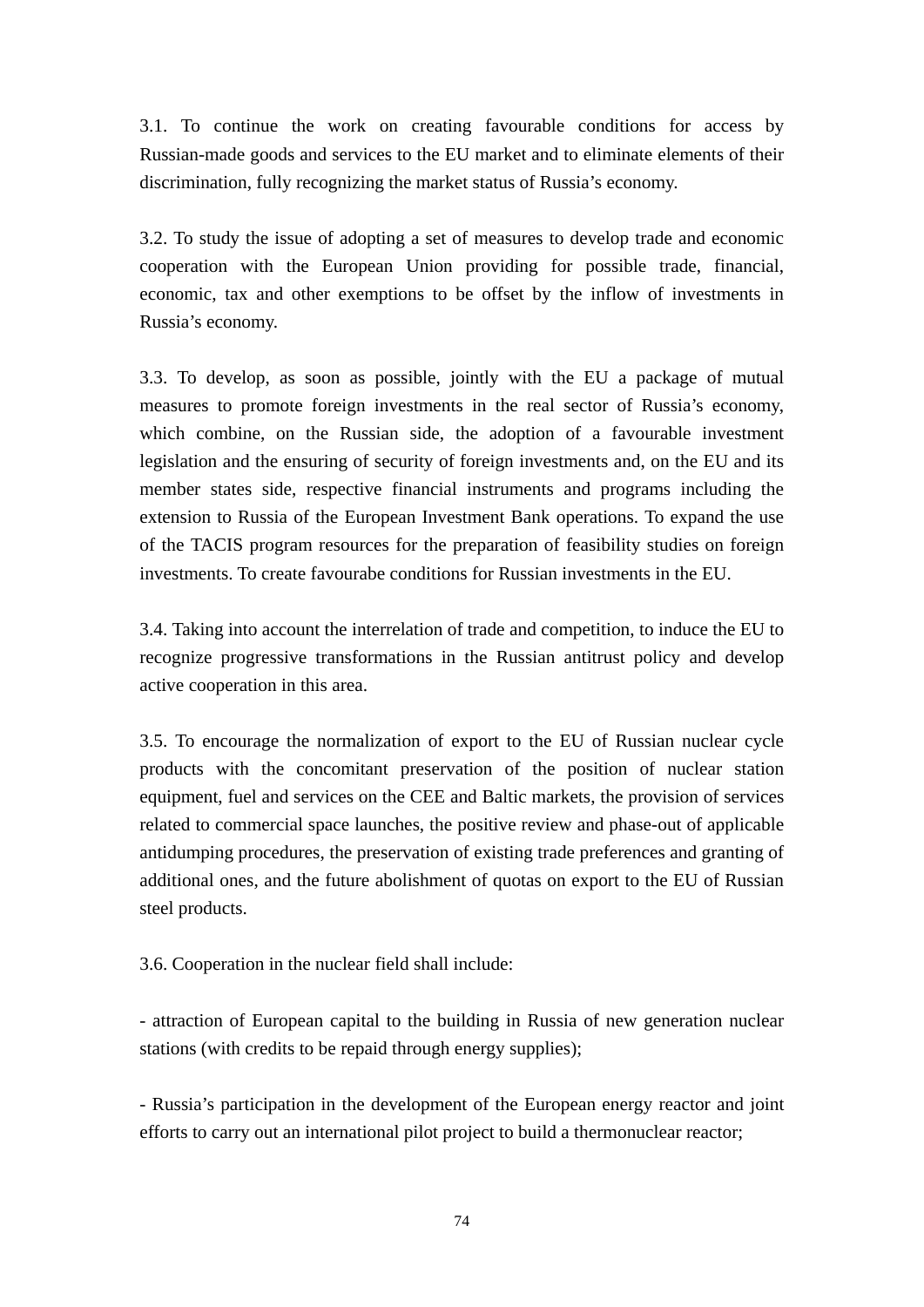3.1. To continue the work on creating favourable conditions for access by Russian-made goods and services to the EU market and to eliminate elements of their discrimination, fully recognizing the market status of Russia's economy.

3.2. To study the issue of adopting a set of measures to develop trade and economic cooperation with the European Union providing for possible trade, financial, economic, tax and other exemptions to be offset by the inflow of investments in Russia's economy.

3.3. To develop, as soon as possible, jointly with the EU a package of mutual measures to promote foreign investments in the real sector of Russia's economy, which combine, on the Russian side, the adoption of a favourable investment legislation and the ensuring of security of foreign investments and, on the EU and its member states side, respective financial instruments and programs including the extension to Russia of the European Investment Bank operations. To expand the use of the TACIS program resources for the preparation of feasibility studies on foreign investments. To create favourabe conditions for Russian investments in the EU.

3.4. Taking into account the interrelation of trade and competition, to induce the EU to recognize progressive transformations in the Russian antitrust policy and develop active cooperation in this area.

3.5. To encourage the normalization of export to the EU of Russian nuclear cycle products with the concomitant preservation of the position of nuclear station equipment, fuel and services on the CEE and Baltic markets, the provision of services related to commercial space launches, the positive review and phase-out of applicable antidumping procedures, the preservation of existing trade preferences and granting of additional ones, and the future abolishment of quotas on export to the EU of Russian steel products.

3.6. Cooperation in the nuclear field shall include:

- attraction of European capital to the building in Russia of new generation nuclear stations (with credits to be repaid through energy supplies);

- Russia's participation in the development of the European energy reactor and joint efforts to carry out an international pilot project to build a thermonuclear reactor;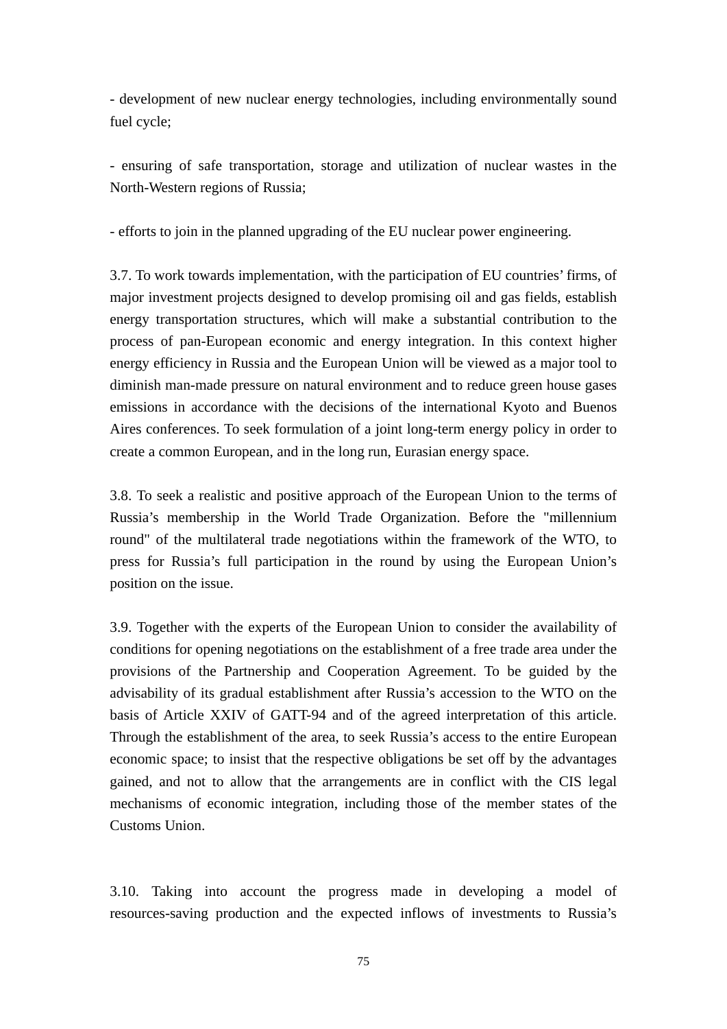- development of new nuclear energy technologies, including environmentally sound fuel cycle;

- ensuring of safe transportation, storage and utilization of nuclear wastes in the North-Western regions of Russia;

- efforts to join in the planned upgrading of the EU nuclear power engineering.

3.7. To work towards implementation, with the participation of EU countries' firms, of major investment projects designed to develop promising oil and gas fields, establish energy transportation structures, which will make a substantial contribution to the process of pan-European economic and energy integration. In this context higher energy efficiency in Russia and the European Union will be viewed as a major tool to diminish man-made pressure on natural environment and to reduce green house gases emissions in accordance with the decisions of the international Kyoto and Buenos Aires conferences. To seek formulation of a joint long-term energy policy in order to create a common European, and in the long run, Eurasian energy space.

3.8. To seek a realistic and positive approach of the European Union to the terms of Russia's membership in the World Trade Organization. Before the "millennium round" of the multilateral trade negotiations within the framework of the WTO, to press for Russia's full participation in the round by using the European Union's position on the issue.

3.9. Together with the experts of the European Union to consider the availability of conditions for opening negotiations on the establishment of a free trade area under the provisions of the Partnership and Cooperation Agreement. To be guided by the advisability of its gradual establishment after Russia's accession to the WTO on the basis of Article XXIV of GATT-94 and of the agreed interpretation of this article. Through the establishment of the area, to seek Russia's access to the entire European economic space; to insist that the respective obligations be set off by the advantages gained, and not to allow that the arrangements are in conflict with the CIS legal mechanisms of economic integration, including those of the member states of the Customs Union.

3.10. Taking into account the progress made in developing a model of resources-saving production and the expected inflows of investments to Russia's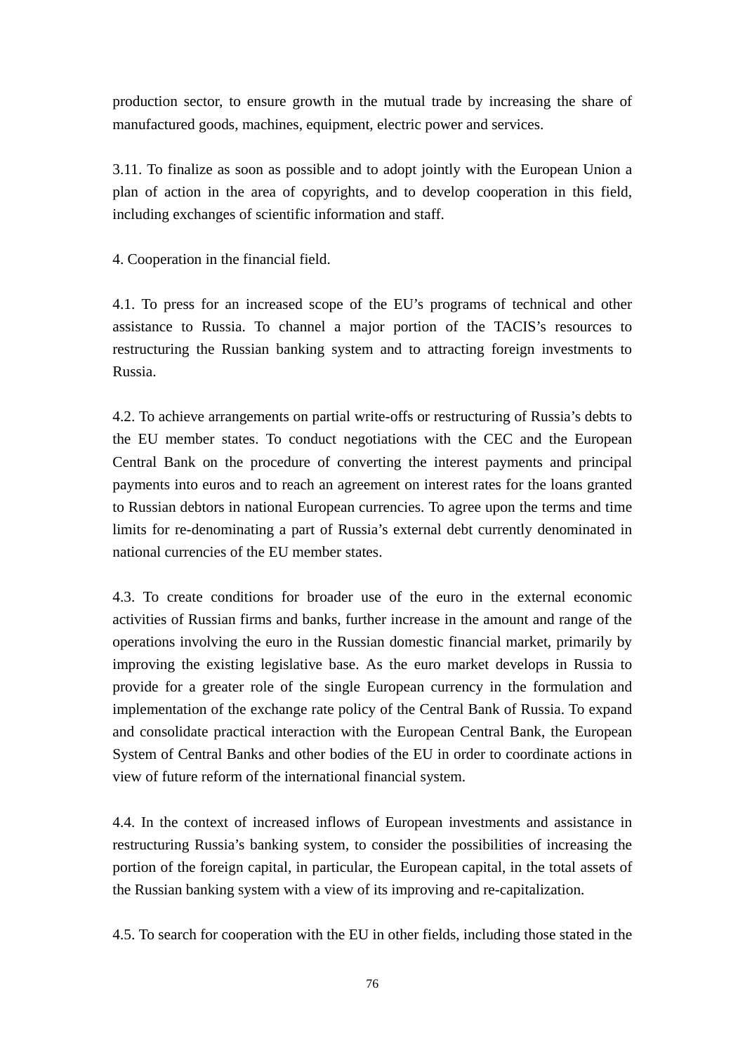production sector, to ensure growth in the mutual trade by increasing the share of manufactured goods, machines, equipment, electric power and services.

3.11. To finalize as soon as possible and to adopt jointly with the European Union a plan of action in the area of copyrights, and to develop cooperation in this field, including exchanges of scientific information and staff.

4. Cooperation in the financial field.

4.1. To press for an increased scope of the EU's programs of technical and other assistance to Russia. To channel a major portion of the TACIS's resources to restructuring the Russian banking system and to attracting foreign investments to Russia.

4.2. To achieve arrangements on partial write-offs or restructuring of Russia's debts to the EU member states. To conduct negotiations with the CEC and the European Central Bank on the procedure of converting the interest payments and principal payments into euros and to reach an agreement on interest rates for the loans granted to Russian debtors in national European currencies. To agree upon the terms and time limits for re-denominating a part of Russia's external debt currently denominated in national currencies of the EU member states.

4.3. To create conditions for broader use of the euro in the external economic activities of Russian firms and banks, further increase in the amount and range of the operations involving the euro in the Russian domestic financial market, primarily by improving the existing legislative base. As the euro market develops in Russia to provide for a greater role of the single European currency in the formulation and implementation of the exchange rate policy of the Central Bank of Russia. To expand and consolidate practical interaction with the European Central Bank, the European System of Central Banks and other bodies of the EU in order to coordinate actions in view of future reform of the international financial system.

4.4. In the context of increased inflows of European investments and assistance in restructuring Russia's banking system, to consider the possibilities of increasing the portion of the foreign capital, in particular, the European capital, in the total assets of the Russian banking system with a view of its improving and re-capitalization.

4.5. To search for cooperation with the EU in other fields, including those stated in the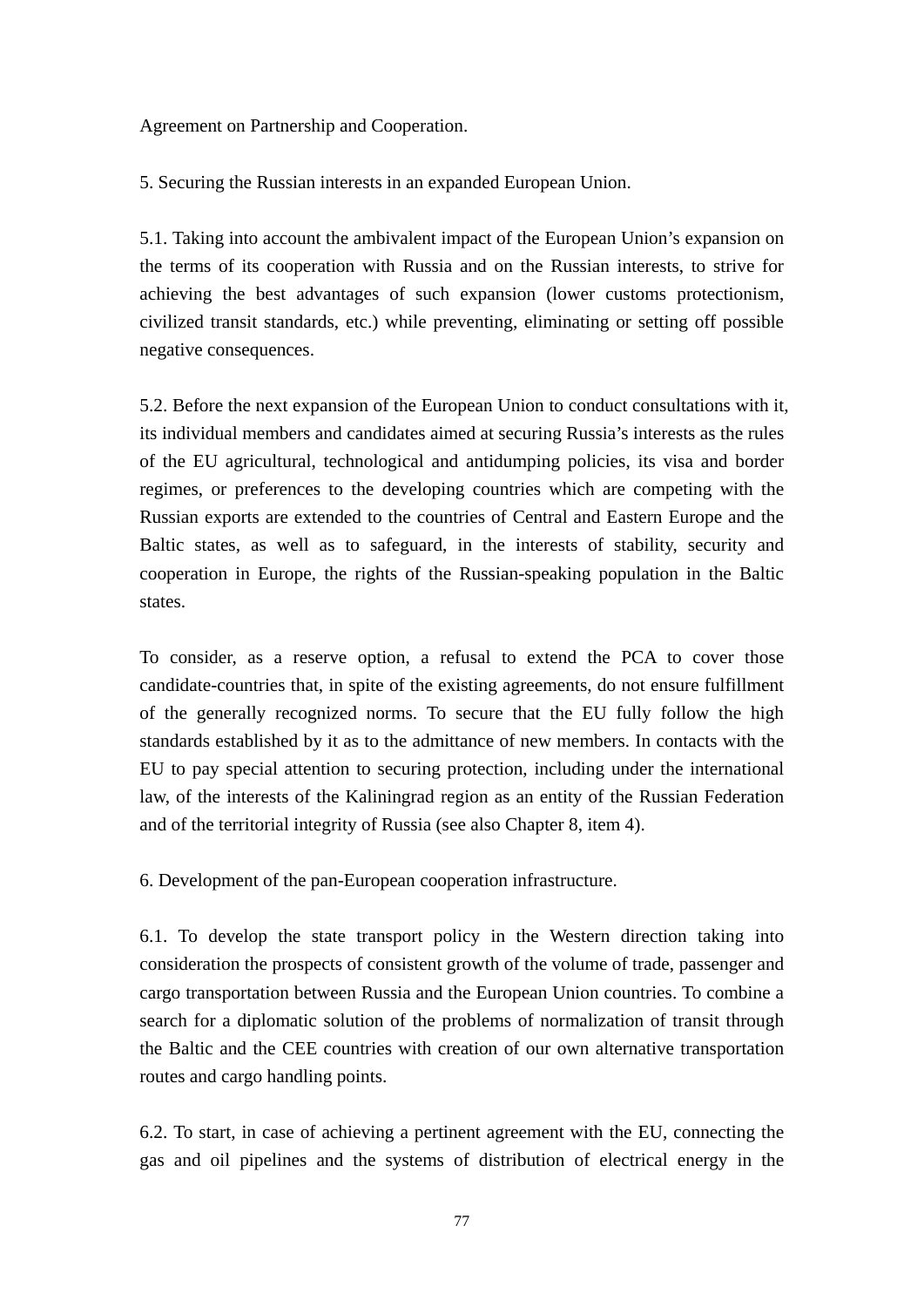Agreement on Partnership and Cooperation.

5. Securing the Russian interests in an expanded European Union.

5.1. Taking into account the ambivalent impact of the European Union's expansion on the terms of its cooperation with Russia and on the Russian interests, to strive for achieving the best advantages of such expansion (lower customs protectionism, civilized transit standards, etc.) while preventing, eliminating or setting off possible negative consequences.

5.2. Before the next expansion of the European Union to conduct consultations with it, its individual members and candidates aimed at securing Russia's interests as the rules of the EU agricultural, technological and antidumping policies, its visa and border regimes, or preferences to the developing countries which are competing with the Russian exports are extended to the countries of Central and Eastern Europe and the Baltic states, as well as to safeguard, in the interests of stability, security and cooperation in Europe, the rights of the Russian-speaking population in the Baltic states.

To consider, as a reserve option, a refusal to extend the PCA to cover those candidate-countries that, in spite of the existing agreements, do not ensure fulfillment of the generally recognized norms. To secure that the EU fully follow the high standards established by it as to the admittance of new members. In contacts with the EU to pay special attention to securing protection, including under the international law, of the interests of the Kaliningrad region as an entity of the Russian Federation and of the territorial integrity of Russia (see also Chapter 8, item 4).

6. Development of the pan-European cooperation infrastructure.

6.1. To develop the state transport policy in the Western direction taking into consideration the prospects of consistent growth of the volume of trade, passenger and cargo transportation between Russia and the European Union countries. To combine a search for a diplomatic solution of the problems of normalization of transit through the Baltic and the CEE countries with creation of our own alternative transportation routes and cargo handling points.

6.2. To start, in case of achieving a pertinent agreement with the EU, connecting the gas and oil pipelines and the systems of distribution of electrical energy in the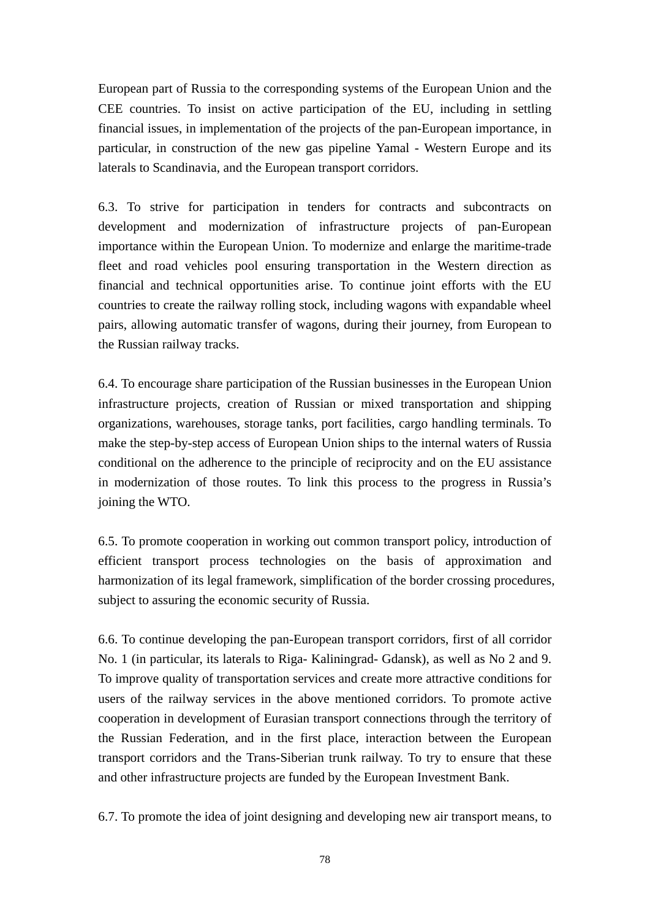European part of Russia to the corresponding systems of the European Union and the CEE countries. To insist on active participation of the EU, including in settling financial issues, in implementation of the projects of the pan-European importance, in particular, in construction of the new gas pipeline Yamal - Western Europe and its laterals to Scandinavia, and the European transport corridors.

6.3. To strive for participation in tenders for contracts and subcontracts on development and modernization of infrastructure projects of pan-European importance within the European Union. To modernize and enlarge the maritime-trade fleet and road vehicles pool ensuring transportation in the Western direction as financial and technical opportunities arise. To continue joint efforts with the EU countries to create the railway rolling stock, including wagons with expandable wheel pairs, allowing automatic transfer of wagons, during their journey, from European to the Russian railway tracks.

6.4. To encourage share participation of the Russian businesses in the European Union infrastructure projects, creation of Russian or mixed transportation and shipping organizations, warehouses, storage tanks, port facilities, cargo handling terminals. To make the step-by-step access of European Union ships to the internal waters of Russia conditional on the adherence to the principle of reciprocity and on the EU assistance in modernization of those routes. To link this process to the progress in Russia's joining the WTO.

6.5. To promote cooperation in working out common transport policy, introduction of efficient transport process technologies on the basis of approximation and harmonization of its legal framework, simplification of the border crossing procedures, subject to assuring the economic security of Russia.

6.6. To continue developing the pan-European transport corridors, first of all corridor No. 1 (in particular, its laterals to Riga- Kaliningrad- Gdansk), as well as No 2 and 9. To improve quality of transportation services and create more attractive conditions for users of the railway services in the above mentioned corridors. To promote active cooperation in development of Eurasian transport connections through the territory of the Russian Federation, and in the first place, interaction between the European transport corridors and the Trans-Siberian trunk railway. To try to ensure that these and other infrastructure projects are funded by the European Investment Bank.

6.7. To promote the idea of joint designing and developing new air transport means, to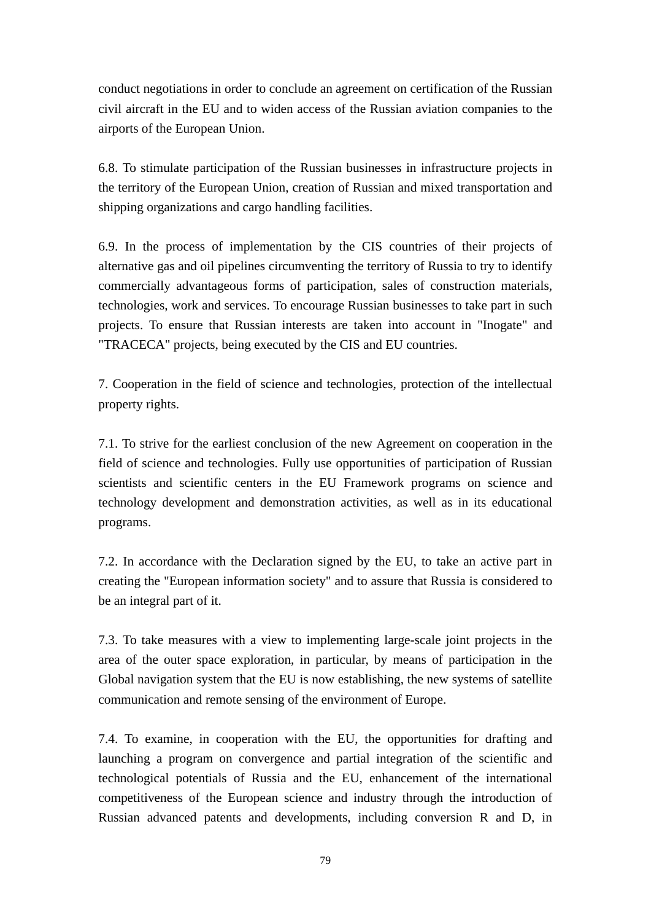conduct negotiations in order to conclude an agreement on certification of the Russian civil aircraft in the EU and to widen access of the Russian aviation companies to the airports of the European Union.

6.8. To stimulate participation of the Russian businesses in infrastructure projects in the territory of the European Union, creation of Russian and mixed transportation and shipping organizations and cargo handling facilities.

6.9. In the process of implementation by the CIS countries of their projects of alternative gas and oil pipelines circumventing the territory of Russia to try to identify commercially advantageous forms of participation, sales of construction materials, technologies, work and services. To encourage Russian businesses to take part in such projects. To ensure that Russian interests are taken into account in "Inogate" and "TRACECA" projects, being executed by the CIS and EU countries.

7. Cooperation in the field of science and technologies, protection of the intellectual property rights.

7.1. To strive for the earliest conclusion of the new Agreement on cooperation in the field of science and technologies. Fully use opportunities of participation of Russian scientists and scientific centers in the EU Framework programs on science and technology development and demonstration activities, as well as in its educational programs.

7.2. In accordance with the Declaration signed by the EU, to take an active part in creating the "European information society" and to assure that Russia is considered to be an integral part of it.

7.3. To take measures with a view to implementing large-scale joint projects in the area of the outer space exploration, in particular, by means of participation in the Global navigation system that the EU is now establishing, the new systems of satellite communication and remote sensing of the environment of Europe.

7.4. To examine, in cooperation with the EU, the opportunities for drafting and launching a program on convergence and partial integration of the scientific and technological potentials of Russia and the EU, enhancement of the international competitiveness of the European science and industry through the introduction of Russian advanced patents and developments, including conversion R and D, in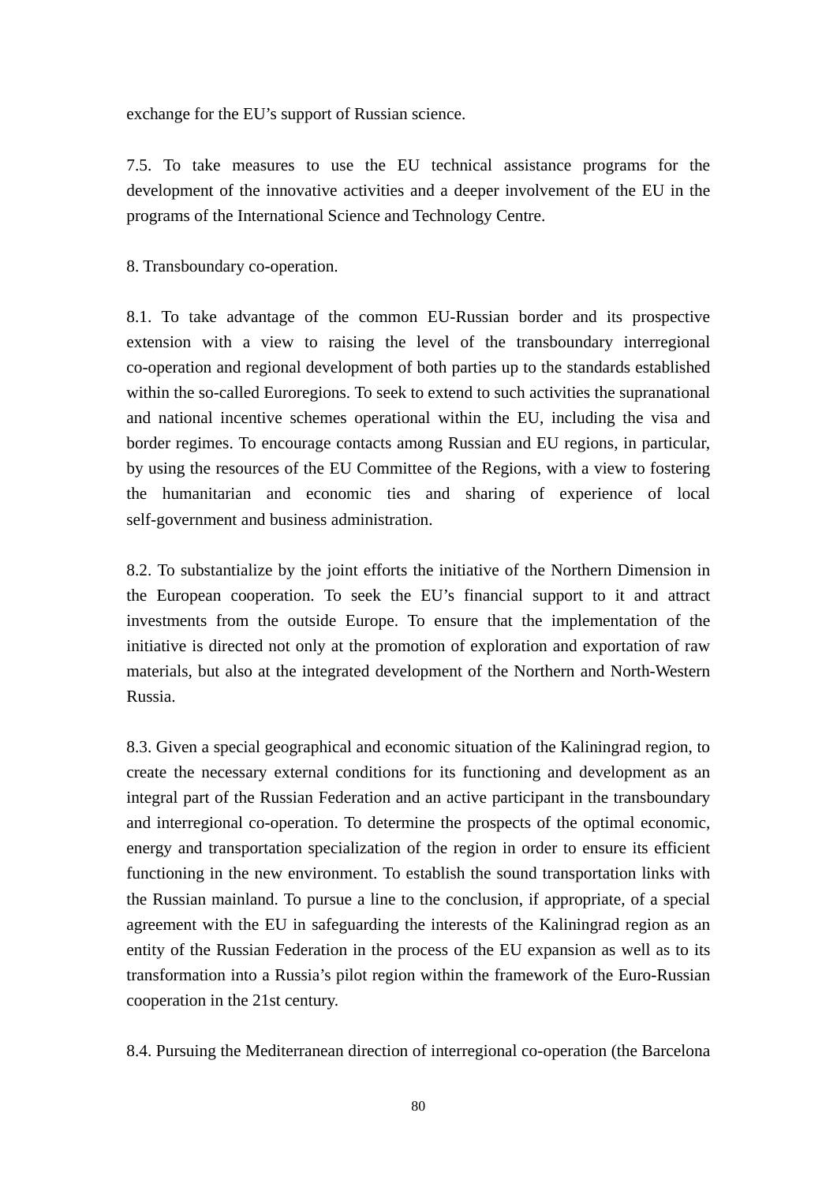exchange for the EU's support of Russian science.

7.5. To take measures to use the EU technical assistance programs for the development of the innovative activities and a deeper involvement of the EU in the programs of the International Science and Technology Centre.

8. Transboundary co-operation.

8.1. To take advantage of the common EU-Russian border and its prospective extension with a view to raising the level of the transboundary interregional co-operation and regional development of both parties up to the standards established within the so-called Euroregions. To seek to extend to such activities the supranational and national incentive schemes operational within the EU, including the visa and border regimes. To encourage contacts among Russian and EU regions, in particular, by using the resources of the EU Committee of the Regions, with a view to fostering the humanitarian and economic ties and sharing of experience of local self-government and business administration.

8.2. To substantialize by the joint efforts the initiative of the Northern Dimension in the European cooperation. To seek the EU's financial support to it and attract investments from the outside Europe. To ensure that the implementation of the initiative is directed not only at the promotion of exploration and exportation of raw materials, but also at the integrated development of the Northern and North-Western Russia.

8.3. Given a special geographical and economic situation of the Kaliningrad region, to create the necessary external conditions for its functioning and development as an integral part of the Russian Federation and an active participant in the transboundary and interregional co-operation. To determine the prospects of the optimal economic, energy and transportation specialization of the region in order to ensure its efficient functioning in the new environment. To establish the sound transportation links with the Russian mainland. To pursue a line to the conclusion, if appropriate, of a special agreement with the EU in safeguarding the interests of the Kaliningrad region as an entity of the Russian Federation in the process of the EU expansion as well as to its transformation into a Russia's pilot region within the framework of the Euro-Russian cooperation in the 21st century.

8.4. Pursuing the Mediterranean direction of interregional co-operation (the Barcelona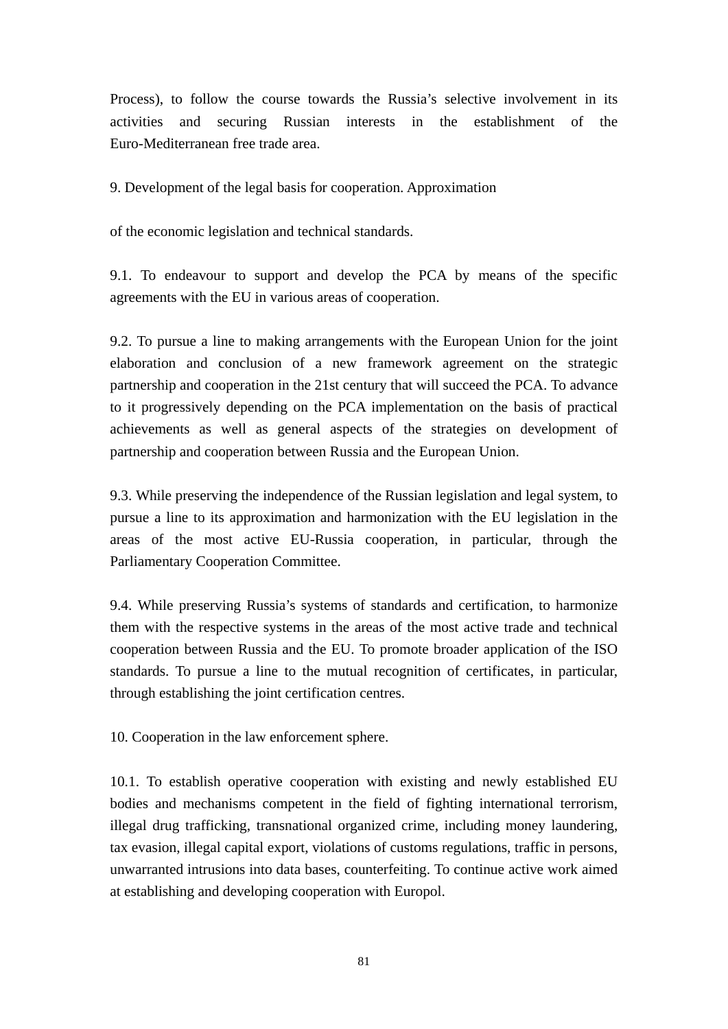Process), to follow the course towards the Russia's selective involvement in its activities and securing Russian interests in the establishment of the Euro-Mediterranean free trade area.

9. Development of the legal basis for cooperation. Approximation

of the economic legislation and technical standards.

9.1. To endeavour to support and develop the PCA by means of the specific agreements with the EU in various areas of cooperation.

9.2. To pursue a line to making arrangements with the European Union for the joint elaboration and conclusion of a new framework agreement on the strategic partnership and cooperation in the 21st century that will succeed the PCA. To advance to it progressively depending on the PCA implementation on the basis of practical achievements as well as general aspects of the strategies on development of partnership and cooperation between Russia and the European Union.

9.3. While preserving the independence of the Russian legislation and legal system, to pursue a line to its approximation and harmonization with the EU legislation in the areas of the most active EU-Russia cooperation, in particular, through the Parliamentary Cooperation Committee.

9.4. While preserving Russia's systems of standards and certification, to harmonize them with the respective systems in the areas of the most active trade and technical cooperation between Russia and the EU. To promote broader application of the ISO standards. To pursue a line to the mutual recognition of certificates, in particular, through establishing the joint certification centres.

10. Cooperation in the law enforcement sphere.

10.1. To establish operative cooperation with existing and newly established EU bodies and mechanisms competent in the field of fighting international terrorism, illegal drug trafficking, transnational organized crime, including money laundering, tax evasion, illegal capital export, violations of customs regulations, traffic in persons, unwarranted intrusions into data bases, counterfeiting. To continue active work aimed at establishing and developing cooperation with Europol.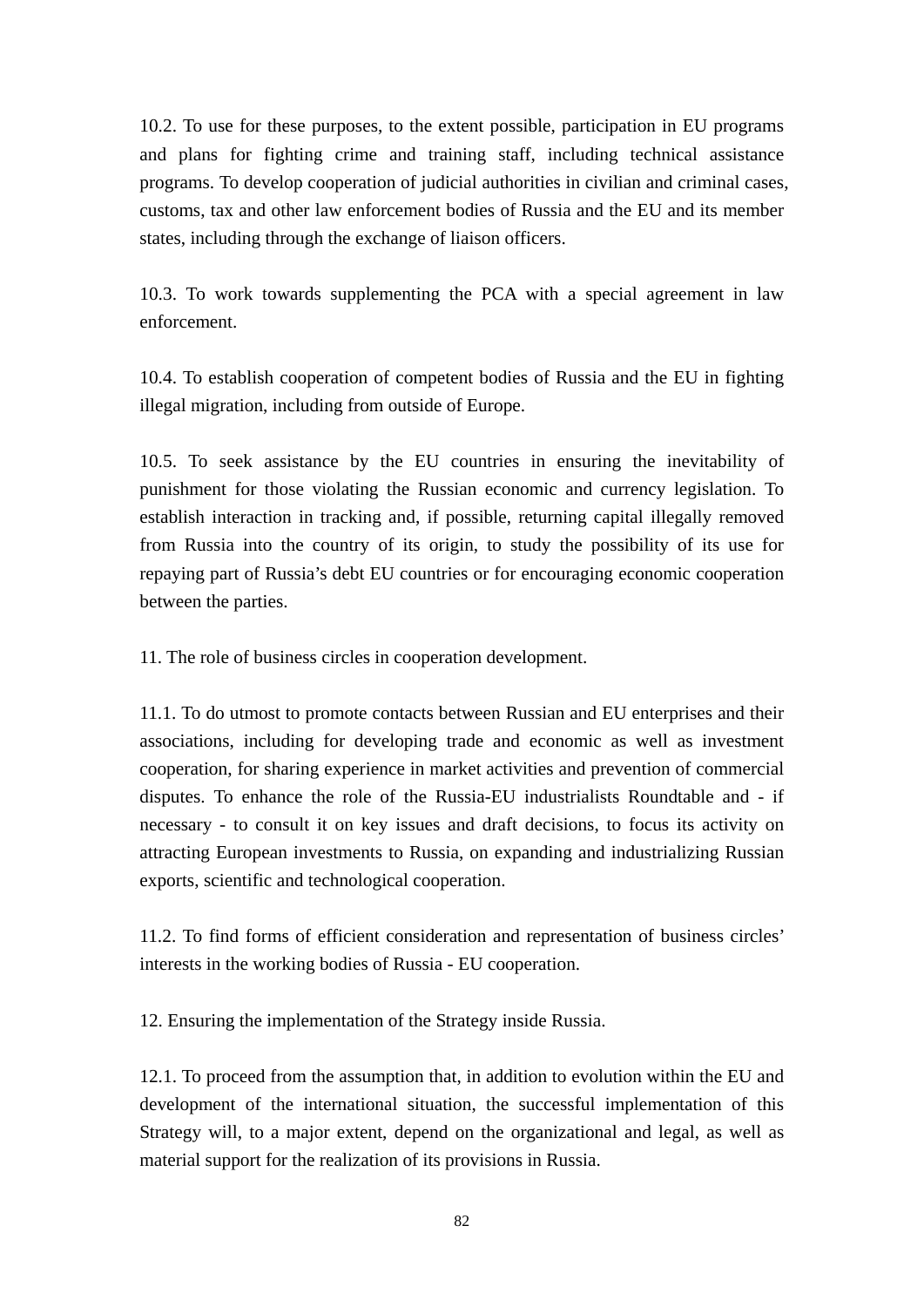10.2. To use for these purposes, to the extent possible, participation in EU programs and plans for fighting crime and training staff, including technical assistance programs. To develop cooperation of judicial authorities in civilian and criminal cases, customs, tax and other law enforcement bodies of Russia and the EU and its member states, including through the exchange of liaison officers.

10.3. To work towards supplementing the PCA with a special agreement in law enforcement.

10.4. To establish cooperation of competent bodies of Russia and the EU in fighting illegal migration, including from outside of Europe.

10.5. To seek assistance by the EU countries in ensuring the inevitability of punishment for those violating the Russian economic and currency legislation. To establish interaction in tracking and, if possible, returning capital illegally removed from Russia into the country of its origin, to study the possibility of its use for repaying part of Russia's debt EU countries or for encouraging economic cooperation between the parties.

11. The role of business circles in cooperation development.

11.1. To do utmost to promote contacts between Russian and EU enterprises and their associations, including for developing trade and economic as well as investment cooperation, for sharing experience in market activities and prevention of commercial disputes. To enhance the role of the Russia-EU industrialists Roundtable and - if necessary - to consult it on key issues and draft decisions, to focus its activity on attracting European investments to Russia, on expanding and industrializing Russian exports, scientific and technological cooperation.

11.2. To find forms of efficient consideration and representation of business circles' interests in the working bodies of Russia - EU cooperation.

12. Ensuring the implementation of the Strategy inside Russia.

12.1. To proceed from the assumption that, in addition to evolution within the EU and development of the international situation, the successful implementation of this Strategy will, to a major extent, depend on the organizational and legal, as well as material support for the realization of its provisions in Russia.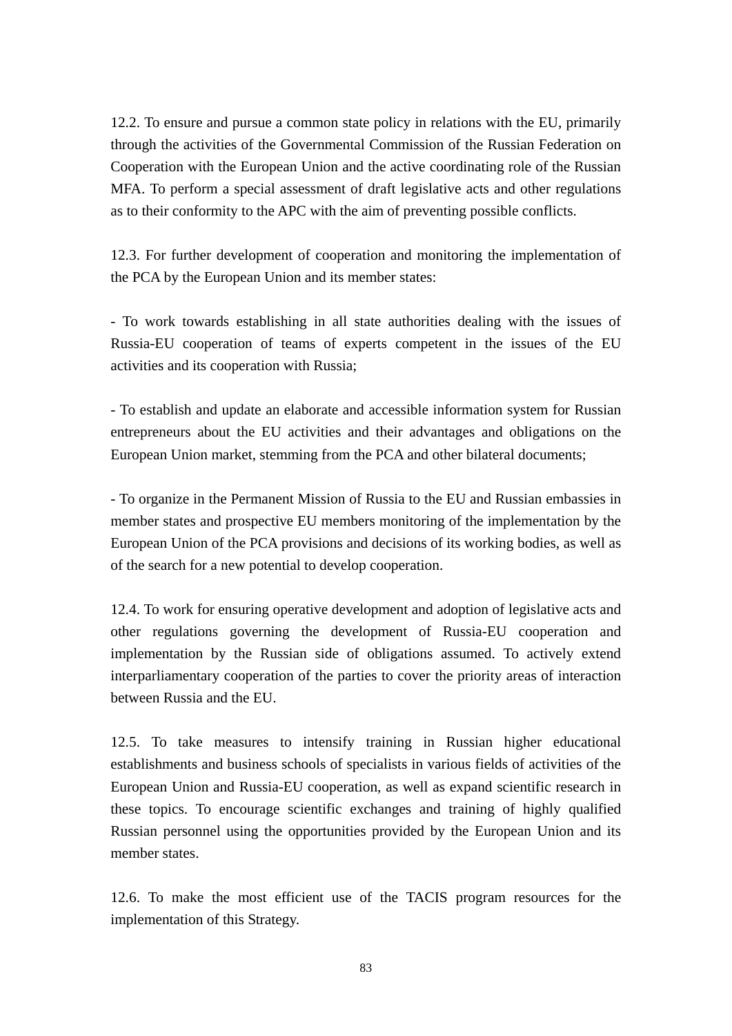12.2. To ensure and pursue a common state policy in relations with the EU, primarily through the activities of the Governmental Commission of the Russian Federation on Cooperation with the European Union and the active coordinating role of the Russian MFA. To perform a special assessment of draft legislative acts and other regulations as to their conformity to the APC with the aim of preventing possible conflicts.

12.3. For further development of cooperation and monitoring the implementation of the PCA by the European Union and its member states:

- To work towards establishing in all state authorities dealing with the issues of Russia-EU cooperation of teams of experts competent in the issues of the EU activities and its cooperation with Russia;

- To establish and update an elaborate and accessible information system for Russian entrepreneurs about the EU activities and their advantages and obligations on the European Union market, stemming from the PCA and other bilateral documents;

- To organize in the Permanent Mission of Russia to the EU and Russian embassies in member states and prospective EU members monitoring of the implementation by the European Union of the PCA provisions and decisions of its working bodies, as well as of the search for a new potential to develop cooperation.

12.4. To work for ensuring operative development and adoption of legislative acts and other regulations governing the development of Russia-EU cooperation and implementation by the Russian side of obligations assumed. To actively extend interparliamentary cooperation of the parties to cover the priority areas of interaction between Russia and the EU.

12.5. To take measures to intensify training in Russian higher educational establishments and business schools of specialists in various fields of activities of the European Union and Russia-EU cooperation, as well as expand scientific research in these topics. To encourage scientific exchanges and training of highly qualified Russian personnel using the opportunities provided by the European Union and its member states.

12.6. To make the most efficient use of the TACIS program resources for the implementation of this Strategy.